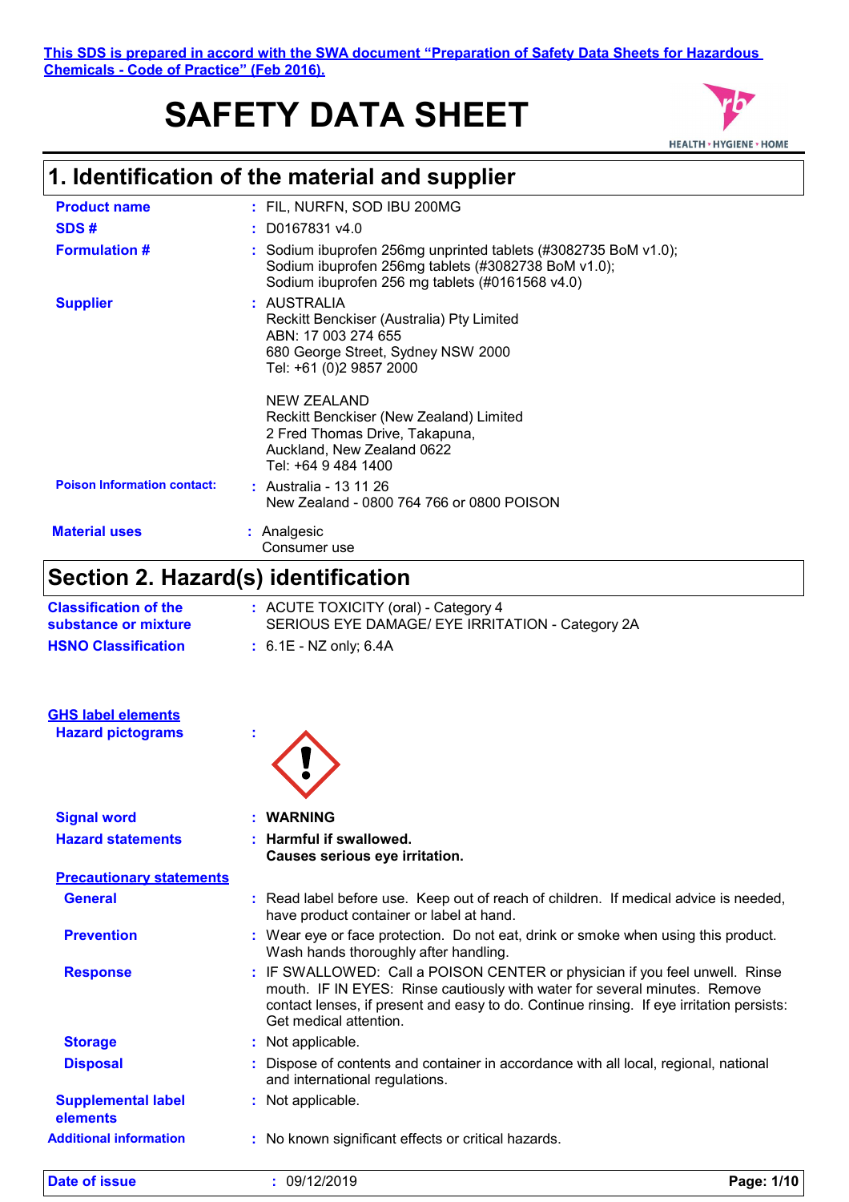This SDS is prepared in accord with the SWA document "Preparation of Safety Data Sheets for Hazardous Chemicals - Code of Practice" (Feb 2016).

# SAFETY DATA SHEET

## 1. Identification of the material and supplier

**Product name** : FIL, NURFN, SOD IBU 200MG

**SDS #** : D0167831 v4.0

**Formulation #** : Sodium ibuprofen 256mg unprinted tablets (#3082735 BoM v1.0); Sodium ibuprofen 256mg tablets (#3082738 BoM v1.0); Sodium ibuprofen 256 mg tablets (#0161568 v4.0)

**Supplier** : AUSTRALIA
Reckitt Benckiser (Australia) Pty Limited
ABN: 17 003 274 655
680 George Street, Sydney NSW 2000
Tel: +61 (0)2 9857 2000

NEW ZEALAND
Reckitt Benckiser (New Zealand) Limited
2 Fred Thomas Drive, Takapuna,
Auckland, New Zealand 0622
Tel: +64 9 484 1400

**Poison Information contact:** : Australia - 13 11 26
New Zealand - 0800 764 766 or 0800 POISON

**Material uses** : Analgesic
Consumer use

## Section 2. Hazard(s) identification

**Classification of the substance or mixture** : ACUTE TOXICITY (oral) - Category 4
SERIOUS EYE DAMAGE/ EYE IRRITATION - Category 2A

**HSNO Classification** : 6.1E - NZ only; 6.4A

**GHS label elements**

**Hazard pictograms** :

**Signal word** : **WARNING**

**Hazard statements** : **Harmful if swallowed.**
**Causes serious eye irritation.**

**Precautionary statements**

**General** : Read label before use. Keep out of reach of children. If medical advice is needed, have product container or label at hand.

**Prevention** : Wear eye or face protection. Do not eat, drink or smoke when using this product. Wash hands thoroughly after handling.

**Response** : IF SWALLOWED: Call a POISON CENTER or physician if you feel unwell. Rinse mouth. IF IN EYES: Rinse cautiously with water for several minutes. Remove contact lenses, if present and easy to do. Continue rinsing. If eye irritation persists: Get medical attention.

**Storage** : Not applicable.

**Disposal** : Dispose of contents and container in accordance with all local, regional, national and international regulations.

**Supplemental label elements** : Not applicable.

**Additional information** : No known significant effects or critical hazards.

**Date of issue** : 09/12/2019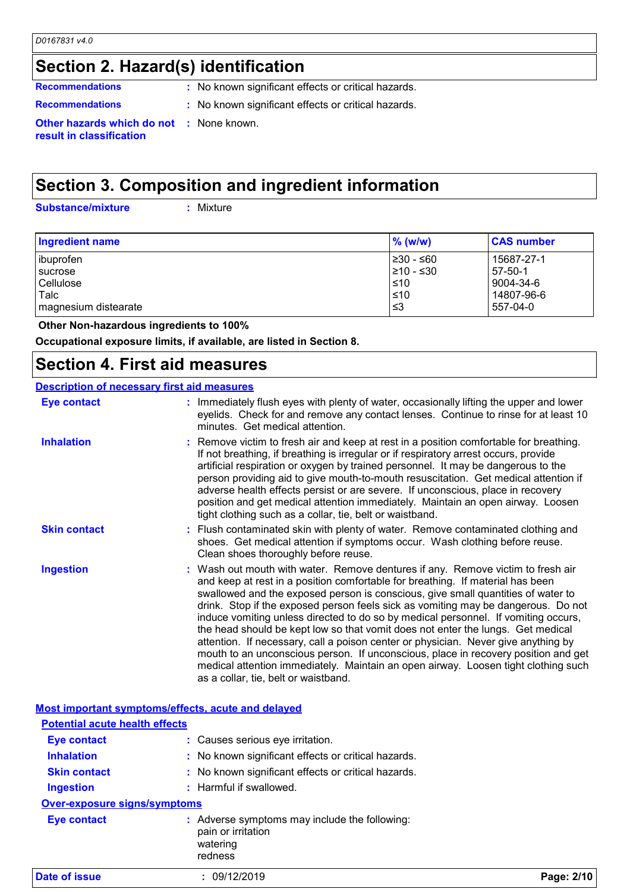## Section 2. Hazard(s) identification

**Recommendations** : No known significant effects or critical hazards.

**Recommendations** : No known significant effects or critical hazards.

**Other hazards which do not result in classification** : None known.

## Section 3. Composition and ingredient information

**Substance/mixture** : Mixture

| Ingredient name | % (w/w) | CAS number |
|---|---|---|
| ibuprofen | ≥30 - ≤60 | 15687-27-1 |
| sucrose | ≥10 - ≤30 | 57-50-1 |
| Cellulose | ≤10 | 9004-34-6 |
| Talc | ≤10 | 14807-96-6 |
| magnesium distearate | ≤3 | 557-04-0 |

**Other Non-hazardous ingredients to 100%**

**Occupational exposure limits, if available, are listed in Section 8.**

## Section 4. First aid measures

### Description of necessary first aid measures

**Eye contact** : Immediately flush eyes with plenty of water, occasionally lifting the upper and lower eyelids. Check for and remove any contact lenses. Continue to rinse for at least 10 minutes. Get medical attention.

**Inhalation** : Remove victim to fresh air and keep at rest in a position comfortable for breathing. If not breathing, if breathing is irregular or if respiratory arrest occurs, provide artificial respiration or oxygen by trained personnel. It may be dangerous to the person providing aid to give mouth-to-mouth resuscitation. Get medical attention if adverse health effects persist or are severe. If unconscious, place in recovery position and get medical attention immediately. Maintain an open airway. Loosen tight clothing such as a collar, tie, belt or waistband.

**Skin contact** : Flush contaminated skin with plenty of water. Remove contaminated clothing and shoes. Get medical attention if symptoms occur. Wash clothing before reuse. Clean shoes thoroughly before reuse.

**Ingestion** : Wash out mouth with water. Remove dentures if any. Remove victim to fresh air and keep at rest in a position comfortable for breathing. If material has been swallowed and the exposed person is conscious, give small quantities of water to drink. Stop if the exposed person feels sick as vomiting may be dangerous. Do not induce vomiting unless directed to do so by medical personnel. If vomiting occurs, the head should be kept low so that vomit does not enter the lungs. Get medical attention. If necessary, call a poison center or physician. Never give anything by mouth to an unconscious person. If unconscious, place in recovery position and get medical attention immediately. Maintain an open airway. Loosen tight clothing such as a collar, tie, belt or waistband.

### Most important symptoms/effects, acute and delayed

#### Potential acute health effects

**Eye contact** : Causes serious eye irritation.

**Inhalation** : No known significant effects or critical hazards.

**Skin contact** : No known significant effects or critical hazards.

**Ingestion** : Harmful if swallowed.

#### Over-exposure signs/symptoms

**Eye contact** : Adverse symptoms may include the following:
pain or irritation
watering
redness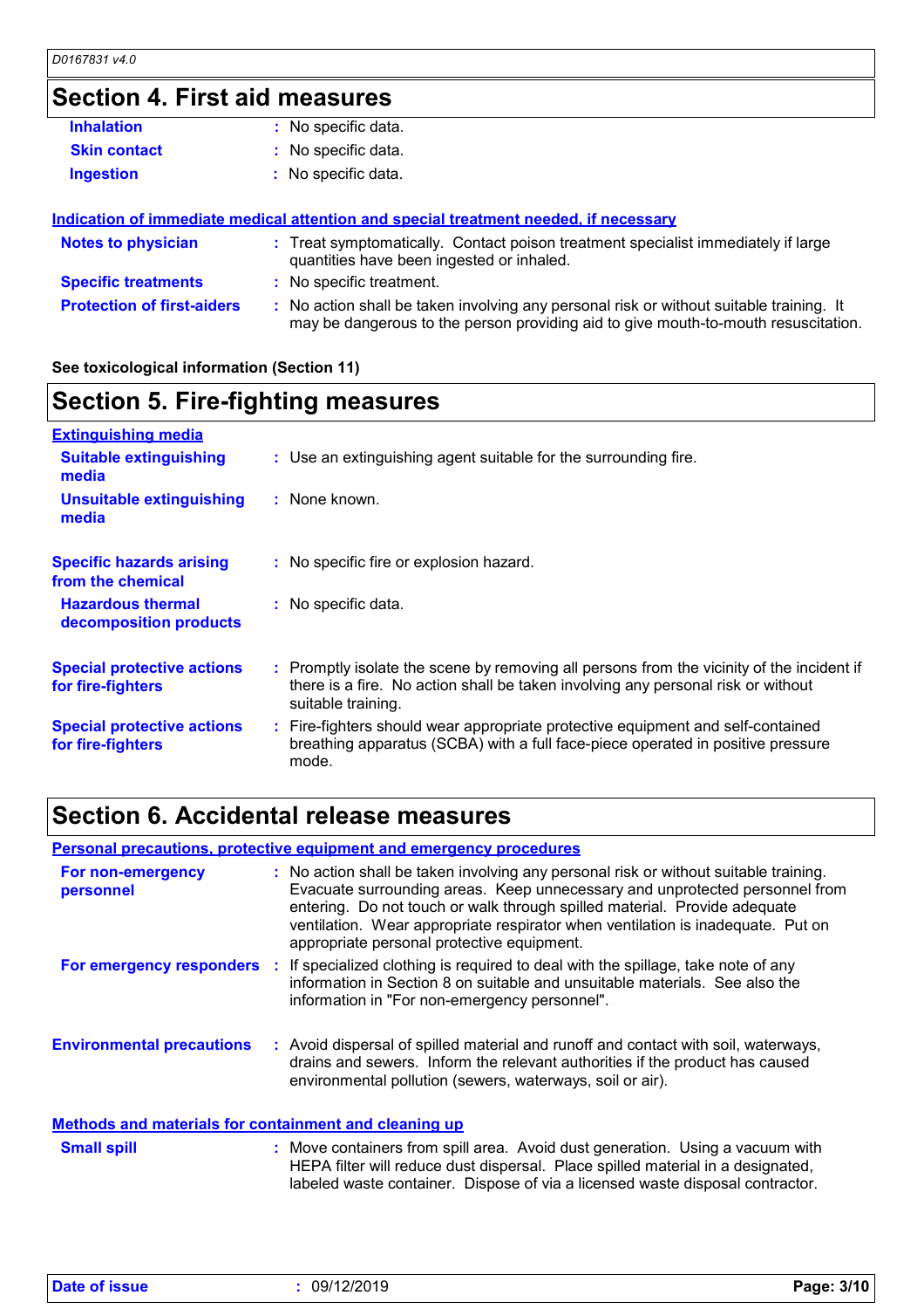## Section 4. First aid measures

**Inhalation** : No specific data.

**Skin contact** : No specific data.

**Ingestion** : No specific data.

### Indication of immediate medical attention and special treatment needed, if necessary

**Notes to physician** : Treat symptomatically. Contact poison treatment specialist immediately if large quantities have been ingested or inhaled.

**Specific treatments** : No specific treatment.

**Protection of first-aiders** : No action shall be taken involving any personal risk or without suitable training. It may be dangerous to the person providing aid to give mouth-to-mouth resuscitation.

**See toxicological information (Section 11)**

## Section 5. Fire-fighting measures

### Extinguishing media

**Suitable extinguishing media** : Use an extinguishing agent suitable for the surrounding fire.

**Unsuitable extinguishing media** : None known.

**Specific hazards arising from the chemical** : No specific fire or explosion hazard.

**Hazardous thermal decomposition products** : No specific data.

**Special protective actions for fire-fighters** : Promptly isolate the scene by removing all persons from the vicinity of the incident if there is a fire. No action shall be taken involving any personal risk or without suitable training.

**Special protective actions for fire-fighters** : Fire-fighters should wear appropriate protective equipment and self-contained breathing apparatus (SCBA) with a full face-piece operated in positive pressure mode.

## Section 6. Accidental release measures

### Personal precautions, protective equipment and emergency procedures

**For non-emergency personnel** : No action shall be taken involving any personal risk or without suitable training. Evacuate surrounding areas. Keep unnecessary and unprotected personnel from entering. Do not touch or walk through spilled material. Provide adequate ventilation. Wear appropriate respirator when ventilation is inadequate. Put on appropriate personal protective equipment.

**For emergency responders** : If specialized clothing is required to deal with the spillage, take note of any information in Section 8 on suitable and unsuitable materials. See also the information in "For non-emergency personnel".

**Environmental precautions** : Avoid dispersal of spilled material and runoff and contact with soil, waterways, drains and sewers. Inform the relevant authorities if the product has caused environmental pollution (sewers, waterways, soil or air).

### Methods and materials for containment and cleaning up

**Small spill** : Move containers from spill area. Avoid dust generation. Using a vacuum with HEPA filter will reduce dust dispersal. Place spilled material in a designated, labeled waste container. Dispose of via a licensed waste disposal contractor.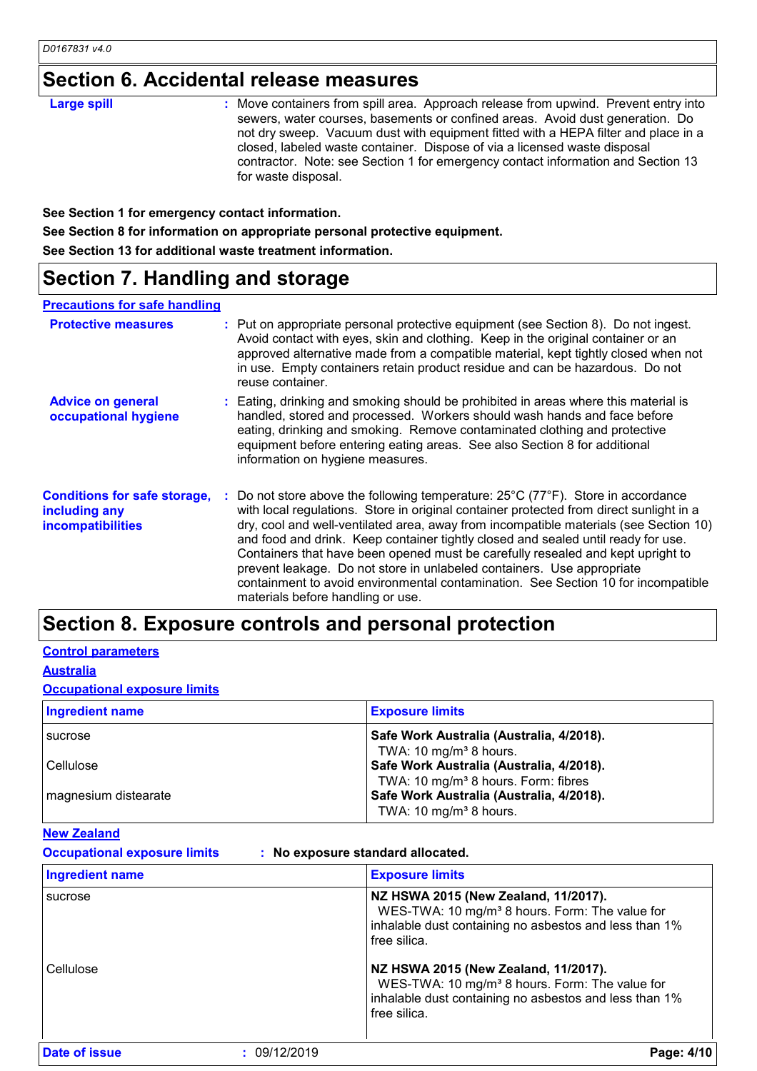## Section 6. Accidental release measures

**Large spill** : Move containers from spill area. Approach release from upwind. Prevent entry into sewers, water courses, basements or confined areas. Avoid dust generation. Do not dry sweep. Vacuum dust with equipment fitted with a HEPA filter and place in a closed, labeled waste container. Dispose of via a licensed waste disposal contractor. Note: see Section 1 for emergency contact information and Section 13 for waste disposal.

**See Section 1 for emergency contact information.**

**See Section 8 for information on appropriate personal protective equipment.**

**See Section 13 for additional waste treatment information.**

## Section 7. Handling and storage

### Precautions for safe handling

**Protective measures** : Put on appropriate personal protective equipment (see Section 8). Do not ingest. Avoid contact with eyes, skin and clothing. Keep in the original container or an approved alternative made from a compatible material, kept tightly closed when not in use. Empty containers retain product residue and can be hazardous. Do not reuse container.

**Advice on general occupational hygiene** : Eating, drinking and smoking should be prohibited in areas where this material is handled, stored and processed. Workers should wash hands and face before eating, drinking and smoking. Remove contaminated clothing and protective equipment before entering eating areas. See also Section 8 for additional information on hygiene measures.

**Conditions for safe storage, including any incompatibilities** : Do not store above the following temperature: 25°C (77°F). Store in accordance with local regulations. Store in original container protected from direct sunlight in a dry, cool and well-ventilated area, away from incompatible materials (see Section 10) and food and drink. Keep container tightly closed and sealed until ready for use. Containers that have been opened must be carefully resealed and kept upright to prevent leakage. Do not store in unlabeled containers. Use appropriate containment to avoid environmental contamination. See Section 10 for incompatible materials before handling or use.

## Section 8. Exposure controls and personal protection

### Control parameters

### Australia

### Occupational exposure limits

| Ingredient name | Exposure limits |
|---|---|
| sucrose | **Safe Work Australia (Australia, 4/2018).** TWA: 10 mg/m³ 8 hours. |
| Cellulose | **Safe Work Australia (Australia, 4/2018).** TWA: 10 mg/m³ 8 hours. Form: fibres |
| magnesium distearate | **Safe Work Australia (Australia, 4/2018).** TWA: 10 mg/m³ 8 hours. |

### New Zealand

**Occupational exposure limits** : **No exposure standard allocated.**

| Ingredient name | Exposure limits |
|---|---|
| sucrose | **NZ HSWA 2015 (New Zealand, 11/2017).** WES-TWA: 10 mg/m³ 8 hours. Form: The value for inhalable dust containing no asbestos and less than 1% free silica. |
| Cellulose | **NZ HSWA 2015 (New Zealand, 11/2017).** WES-TWA: 10 mg/m³ 8 hours. Form: The value for inhalable dust containing no asbestos and less than 1% free silica. |

**Date of issue** : 09/12/2019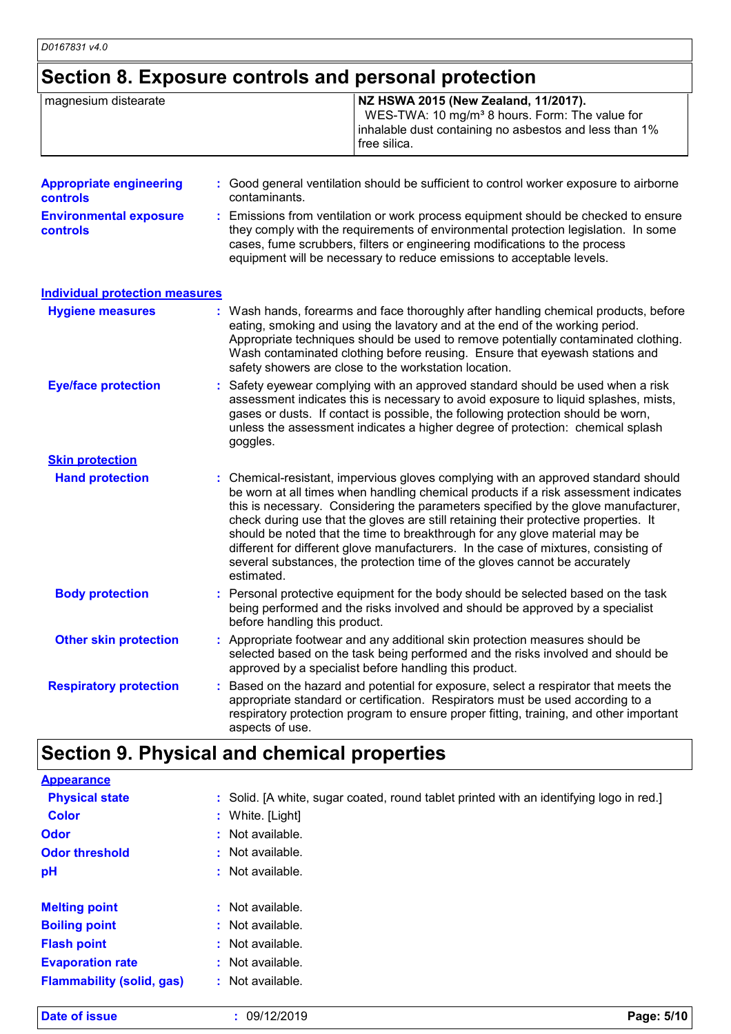## Section 8. Exposure controls and personal protection

| | |
|---|---|
| magnesium distearate | **NZ HSWA 2015 (New Zealand, 11/2017).** WES-TWA: 10 mg/m³ 8 hours. Form: The value for inhalable dust containing no asbestos and less than 1% free silica. |

**Appropriate engineering controls** : Good general ventilation should be sufficient to control worker exposure to airborne contaminants.

**Environmental exposure controls** : Emissions from ventilation or work process equipment should be checked to ensure they comply with the requirements of environmental protection legislation. In some cases, fume scrubbers, filters or engineering modifications to the process equipment will be necessary to reduce emissions to acceptable levels.

### Individual protection measures

**Hygiene measures** : Wash hands, forearms and face thoroughly after handling chemical products, before eating, smoking and using the lavatory and at the end of the working period. Appropriate techniques should be used to remove potentially contaminated clothing. Wash contaminated clothing before reusing. Ensure that eyewash stations and safety showers are close to the workstation location.

**Eye/face protection** : Safety eyewear complying with an approved standard should be used when a risk assessment indicates this is necessary to avoid exposure to liquid splashes, mists, gases or dusts. If contact is possible, the following protection should be worn, unless the assessment indicates a higher degree of protection: chemical splash goggles.

**Skin protection**

**Hand protection** : Chemical-resistant, impervious gloves complying with an approved standard should be worn at all times when handling chemical products if a risk assessment indicates this is necessary. Considering the parameters specified by the glove manufacturer, check during use that the gloves are still retaining their protective properties. It should be noted that the time to breakthrough for any glove material may be different for different glove manufacturers. In the case of mixtures, consisting of several substances, the protection time of the gloves cannot be accurately estimated.

**Body protection** : Personal protective equipment for the body should be selected based on the task being performed and the risks involved and should be approved by a specialist before handling this product.

**Other skin protection** : Appropriate footwear and any additional skin protection measures should be selected based on the task being performed and the risks involved and should be approved by a specialist before handling this product.

**Respiratory protection** : Based on the hazard and potential for exposure, select a respirator that meets the appropriate standard or certification. Respirators must be used according to a respiratory protection program to ensure proper fitting, training, and other important aspects of use.

## Section 9. Physical and chemical properties

**Appearance**

**Physical state** : Solid. [A white, sugar coated, round tablet printed with an identifying logo in red.]

**Color** : White. [Light]

**Odor** : Not available.

**Odor threshold** : Not available.

**pH** : Not available.

**Melting point** : Not available.

**Boiling point** : Not available.

**Flash point** : Not available.

**Evaporation rate** : Not available.

**Flammability (solid, gas)** : Not available.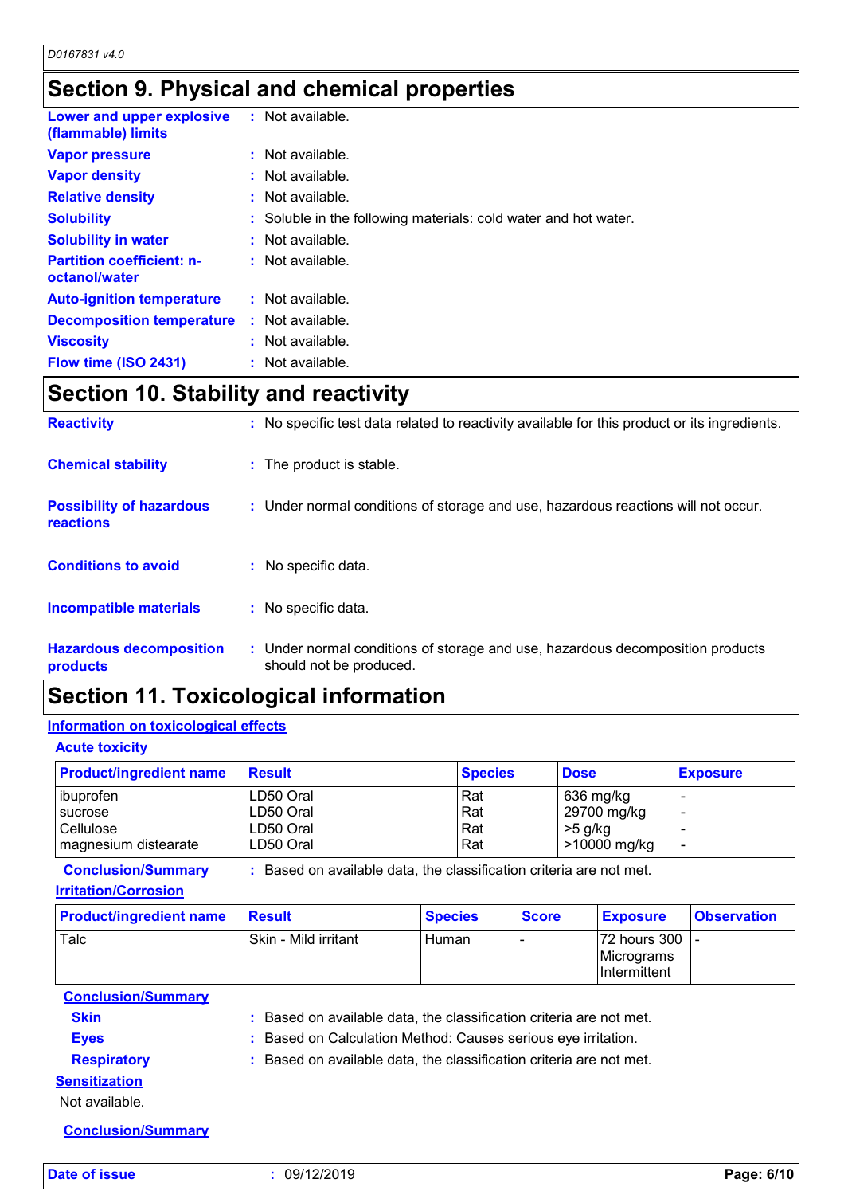## Section 9. Physical and chemical properties

**Lower and upper explosive (flammable) limits** : Not available.

**Vapor pressure** : Not available.

**Vapor density** : Not available.

**Relative density** : Not available.

**Solubility** : Soluble in the following materials: cold water and hot water.

**Solubility in water** : Not available.

**Partition coefficient: n-octanol/water** : Not available.

**Auto-ignition temperature** : Not available.

**Decomposition temperature** : Not available.

**Viscosity** : Not available.

**Flow time (ISO 2431)** : Not available.

## Section 10. Stability and reactivity

**Reactivity** : No specific test data related to reactivity available for this product or its ingredients.

**Chemical stability** : The product is stable.

**Possibility of hazardous reactions** : Under normal conditions of storage and use, hazardous reactions will not occur.

**Conditions to avoid** : No specific data.

**Incompatible materials** : No specific data.

**Hazardous decomposition products** : Under normal conditions of storage and use, hazardous decomposition products should not be produced.

## Section 11. Toxicological information

### Information on toxicological effects

#### Acute toxicity

| Product/ingredient name | Result | Species | Dose | Exposure |
|---|---|---|---|---|
| ibuprofen | LD50 Oral | Rat | 636 mg/kg | - |
| sucrose | LD50 Oral | Rat | 29700 mg/kg | - |
| Cellulose | LD50 Oral | Rat | >5 g/kg | - |
| magnesium distearate | LD50 Oral | Rat | >10000 mg/kg | - |

**Conclusion/Summary** : Based on available data, the classification criteria are not met.

#### Irritation/Corrosion

| Product/ingredient name | Result | Species | Score | Exposure | Observation |
|---|---|---|---|---|---|
| Talc | Skin - Mild irritant | Human | - | 72 hours 300 Micrograms Intermittent | - |

**Conclusion/Summary**

**Skin** : Based on available data, the classification criteria are not met.

**Eyes** : Based on Calculation Method: Causes serious eye irritation.

**Respiratory** : Based on available data, the classification criteria are not met.

#### Sensitization

Not available.

**Conclusion/Summary**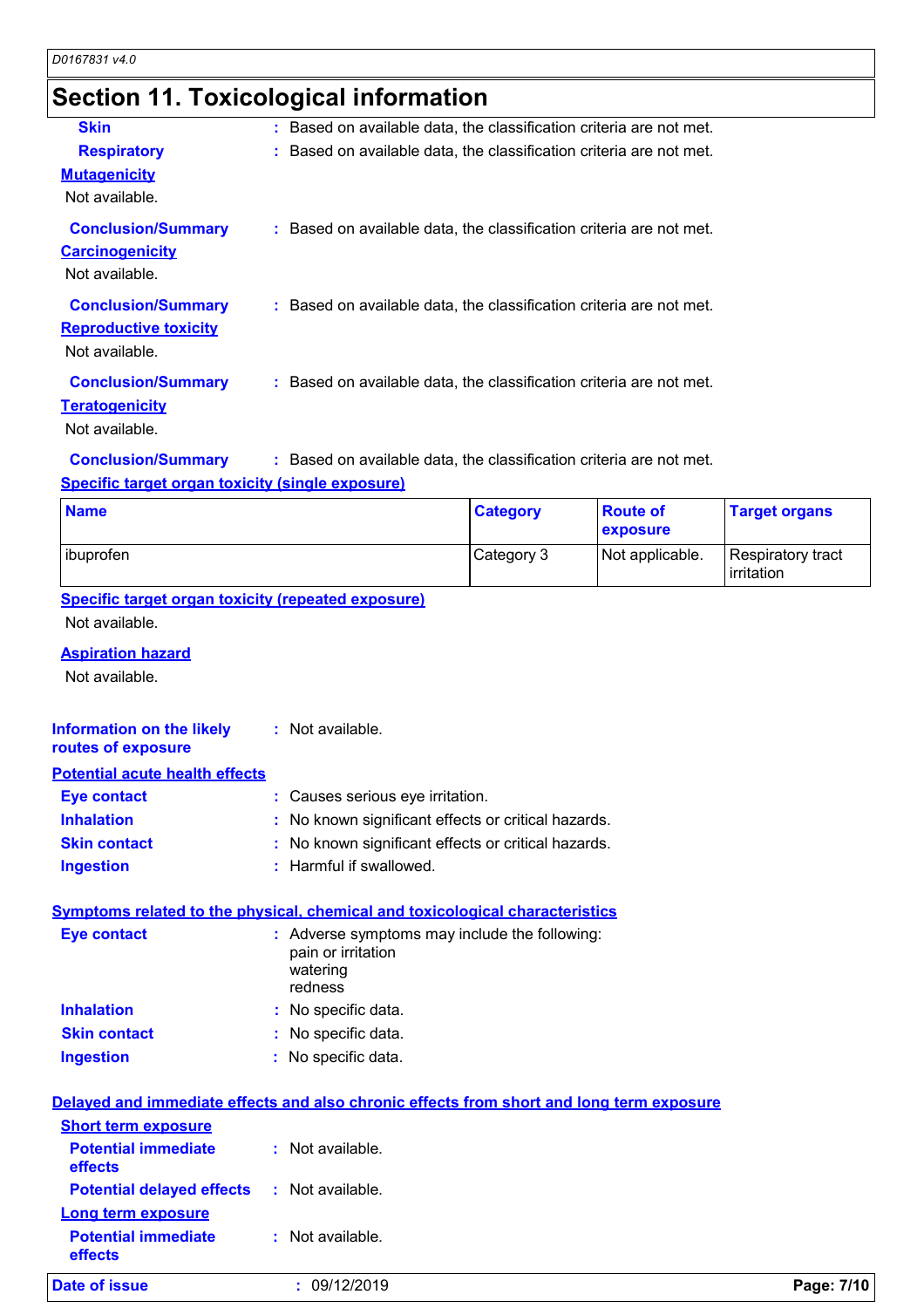## Section 11. Toxicological information

**Skin** : Based on available data, the classification criteria are not met.

**Respiratory** : Based on available data, the classification criteria are not met.

**Mutagenicity**

Not available.

**Conclusion/Summary** : Based on available data, the classification criteria are not met.

**Carcinogenicity**

Not available.

**Conclusion/Summary** : Based on available data, the classification criteria are not met.

**Reproductive toxicity**

Not available.

**Conclusion/Summary** : Based on available data, the classification criteria are not met.

**Teratogenicity**

Not available.

**Conclusion/Summary** : Based on available data, the classification criteria are not met.

**Specific target organ toxicity (single exposure)**

| Name | Category | Route of exposure | Target organs |
|---|---|---|---|
| ibuprofen | Category 3 | Not applicable. | Respiratory tract irritation |

**Specific target organ toxicity (repeated exposure)**

Not available.

**Aspiration hazard**

Not available.

**Information on the likely routes of exposure** : Not available.

**Potential acute health effects**

**Eye contact** : Causes serious eye irritation.

**Inhalation** : No known significant effects or critical hazards.

**Skin contact** : No known significant effects or critical hazards.

**Ingestion** : Harmful if swallowed.

**Symptoms related to the physical, chemical and toxicological characteristics**

**Eye contact** : Adverse symptoms may include the following:
pain or irritation
watering
redness

**Inhalation** : No specific data.

**Skin contact** : No specific data.

**Ingestion** : No specific data.

**Delayed and immediate effects and also chronic effects from short and long term exposure**

**Short term exposure**

**Potential immediate effects** : Not available.

**Potential delayed effects** : Not available.

**Long term exposure**

**Potential immediate effects** : Not available.

**Date of issue** : 09/12/2019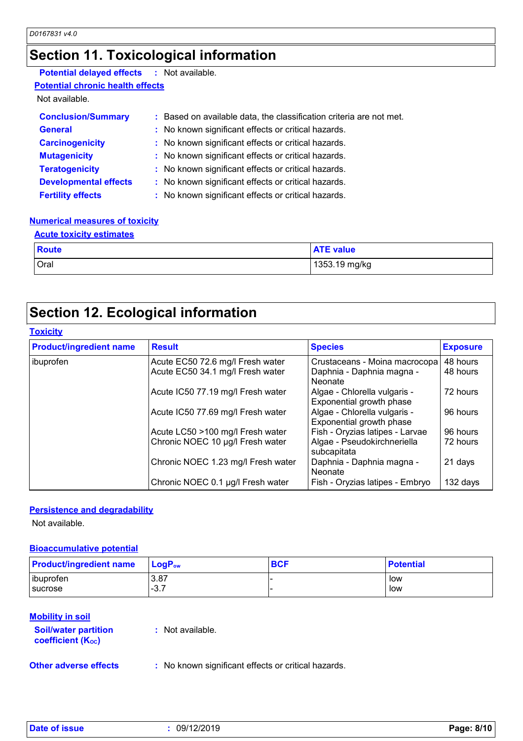## Section 11. Toxicological information

**Potential delayed effects** : Not available.

**Potential chronic health effects**

Not available.

**Conclusion/Summary** : Based on available data, the classification criteria are not met.

**General** : No known significant effects or critical hazards.

**Carcinogenicity** : No known significant effects or critical hazards.

**Mutagenicity** : No known significant effects or critical hazards.

**Teratogenicity** : No known significant effects or critical hazards.

**Developmental effects** : No known significant effects or critical hazards.

**Fertility effects** : No known significant effects or critical hazards.

**Numerical measures of toxicity**

**Acute toxicity estimates**

| Route | ATE value |
|---|---|
| Oral | 1353.19 mg/kg |

## Section 12. Ecological information

**Toxicity**

| Product/ingredient name | Result | Species | Exposure |
|---|---|---|---|
| ibuprofen | Acute EC50 72.6 mg/l Fresh water | Crustaceans - Moina macrocopa | 48 hours |
| | Acute EC50 34.1 mg/l Fresh water | Daphnia - Daphnia magna - Neonate | 48 hours |
| | Acute IC50 77.19 mg/l Fresh water | Algae - Chlorella vulgaris - Exponential growth phase | 72 hours |
| | Acute IC50 77.69 mg/l Fresh water | Algae - Chlorella vulgaris - Exponential growth phase | 96 hours |
| | Acute LC50 >100 mg/l Fresh water | Fish - Oryzias latipes - Larvae | 96 hours |
| | Chronic NOEC 10 µg/l Fresh water | Algae - Pseudokirchneriella subcapitata | 72 hours |
| | Chronic NOEC 1.23 mg/l Fresh water | Daphnia - Daphnia magna - Neonate | 21 days |
| | Chronic NOEC 0.1 µg/l Fresh water | Fish - Oryzias latipes - Embryo | 132 days |

**Persistence and degradability**

Not available.

**Bioaccumulative potential**

| Product/ingredient name | $LogP_{ow}$ | BCF | Potential |
|---|---|---|---|
| ibuprofen | 3.87 | - | low |
| sucrose | -3.7 | - | low |

**Mobility in soil**

**Soil/water partition coefficient ($K_{OC}$)** : Not available.

**Other adverse effects** : No known significant effects or critical hazards.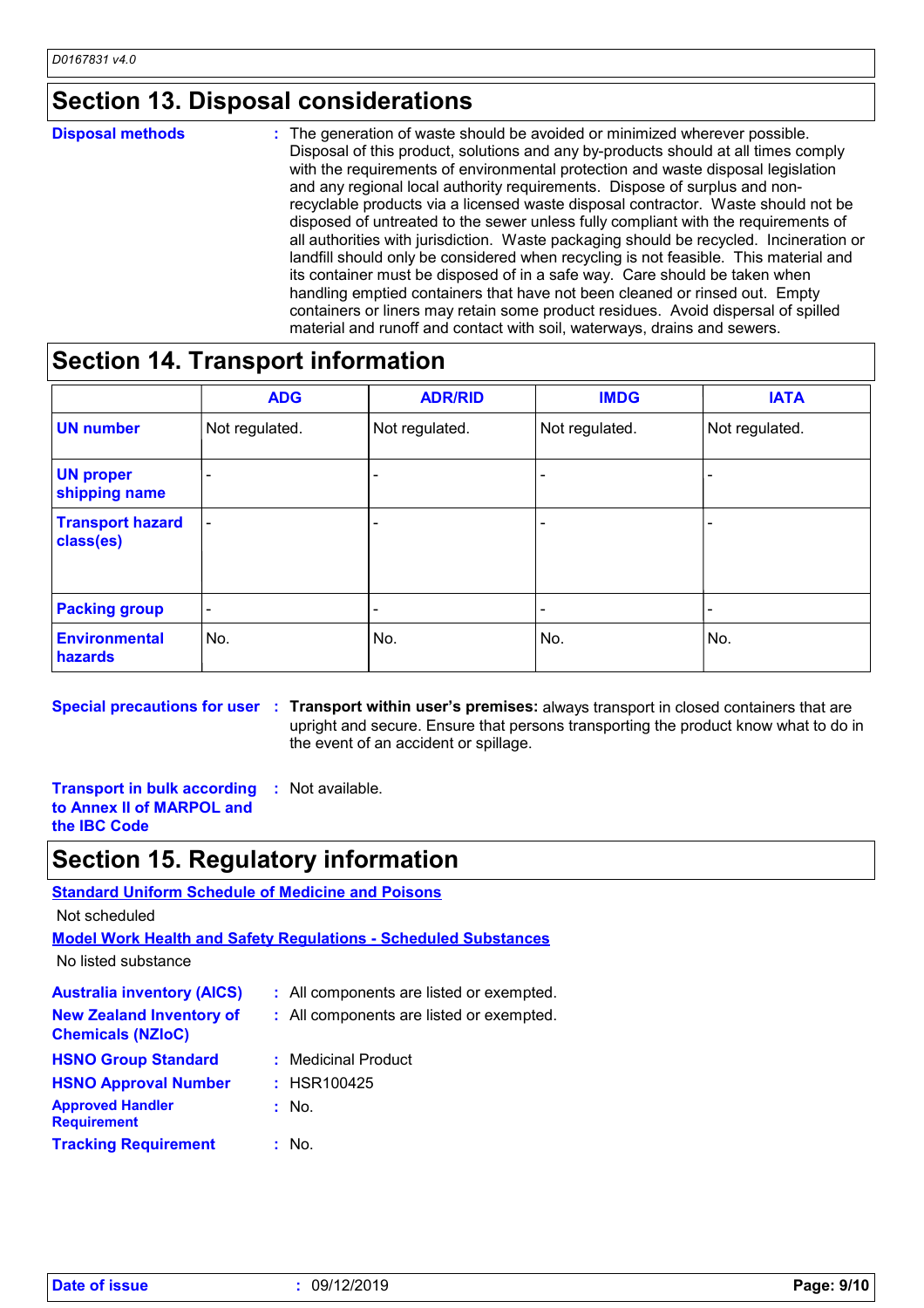## Section 13. Disposal considerations

**Disposal methods** : The generation of waste should be avoided or minimized wherever possible. Disposal of this product, solutions and any by-products should at all times comply with the requirements of environmental protection and waste disposal legislation and any regional local authority requirements. Dispose of surplus and non-recyclable products via a licensed waste disposal contractor. Waste should not be disposed of untreated to the sewer unless fully compliant with the requirements of all authorities with jurisdiction. Waste packaging should be recycled. Incineration or landfill should only be considered when recycling is not feasible. This material and its container must be disposed of in a safe way. Care should be taken when handling emptied containers that have not been cleaned or rinsed out. Empty containers or liners may retain some product residues. Avoid dispersal of spilled material and runoff and contact with soil, waterways, drains and sewers.

## Section 14. Transport information

| | ADG | ADR/RID | IMDG | IATA |
|---|---|---|---|---|
| **UN number** | Not regulated. | Not regulated. | Not regulated. | Not regulated. |
| **UN proper shipping name** | - | - | - | - |
| **Transport hazard class(es)** | - | - | - | - |
| **Packing group** | - | - | - | - |
| **Environmental hazards** | No. | No. | No. | No. |

**Special precautions for user** : **Transport within user's premises:** always transport in closed containers that are upright and secure. Ensure that persons transporting the product know what to do in the event of an accident or spillage.

**Transport in bulk according to Annex II of MARPOL and the IBC Code** : Not available.

## Section 15. Regulatory information

**Standard Uniform Schedule of Medicine and Poisons**

Not scheduled

**Model Work Health and Safety Regulations - Scheduled Substances**

No listed substance

**Australia inventory (AICS)** : All components are listed or exempted.

**New Zealand Inventory of Chemicals (NZIoC)** : All components are listed or exempted.

**HSNO Group Standard** : Medicinal Product

**HSNO Approval Number** : HSR100425

**Approved Handler Requirement** : No.

**Tracking Requirement** : No.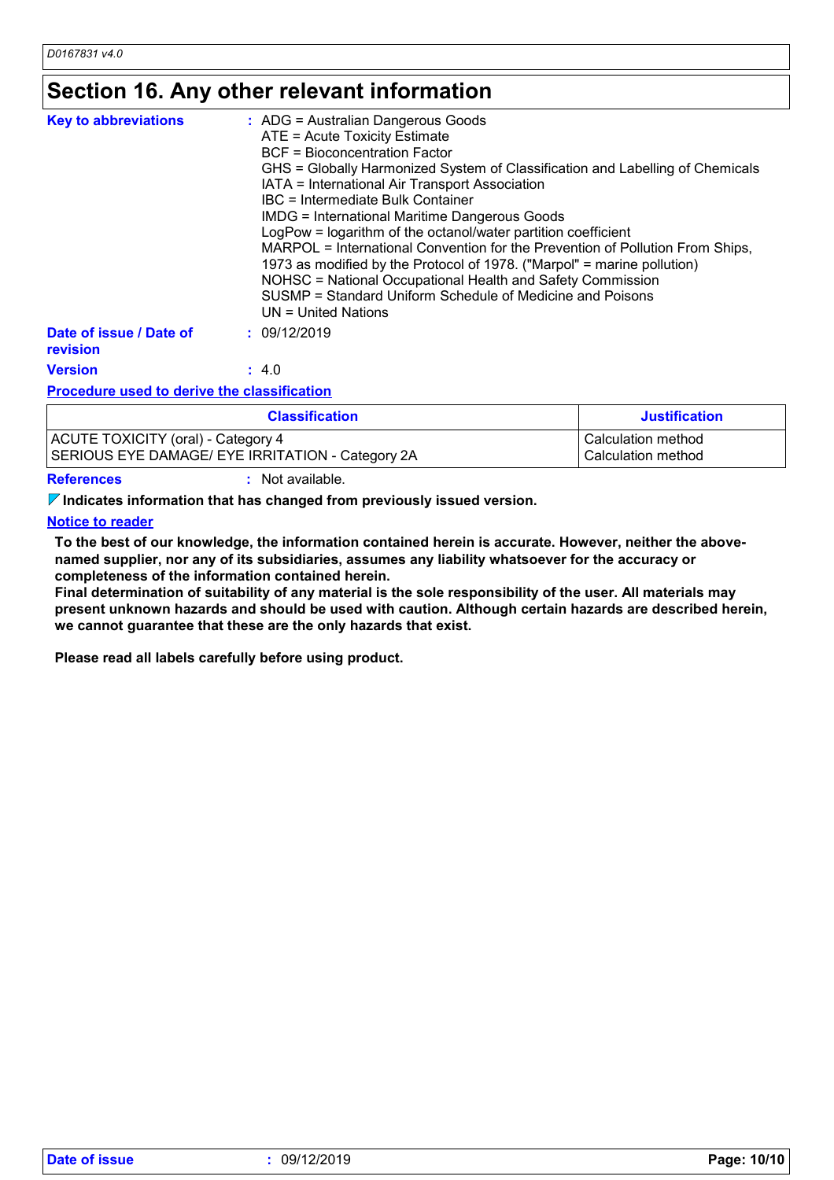## Section 16. Any other relevant information

**Key to abbreviations** : ADG = Australian Dangerous Goods
ATE = Acute Toxicity Estimate
BCF = Bioconcentration Factor
GHS = Globally Harmonized System of Classification and Labelling of Chemicals
IATA = International Air Transport Association
IBC = Intermediate Bulk Container
IMDG = International Maritime Dangerous Goods
LogPow = logarithm of the octanol/water partition coefficient
MARPOL = International Convention for the Prevention of Pollution From Ships, 1973 as modified by the Protocol of 1978. ("Marpol" = marine pollution)
NOHSC = National Occupational Health and Safety Commission
SUSMP = Standard Uniform Schedule of Medicine and Poisons
UN = United Nations

**Date of issue / Date of revision** : 09/12/2019

**Version** : 4.0

**Procedure used to derive the classification**

| Classification | Justification |
|---|---|
| ACUTE TOXICITY (oral) - Category 4 | Calculation method |
| SERIOUS EYE DAMAGE/ EYE IRRITATION - Category 2A | Calculation method |

**References** : Not available.

**Indicates information that has changed from previously issued version.**

**Notice to reader**

**To the best of our knowledge, the information contained herein is accurate. However, neither the above-named supplier, nor any of its subsidiaries, assumes any liability whatsoever for the accuracy or completeness of the information contained herein.**
**Final determination of suitability of any material is the sole responsibility of the user. All materials may present unknown hazards and should be used with caution. Although certain hazards are described herein, we cannot guarantee that these are the only hazards that exist.**

**Please read all labels carefully before using product.**